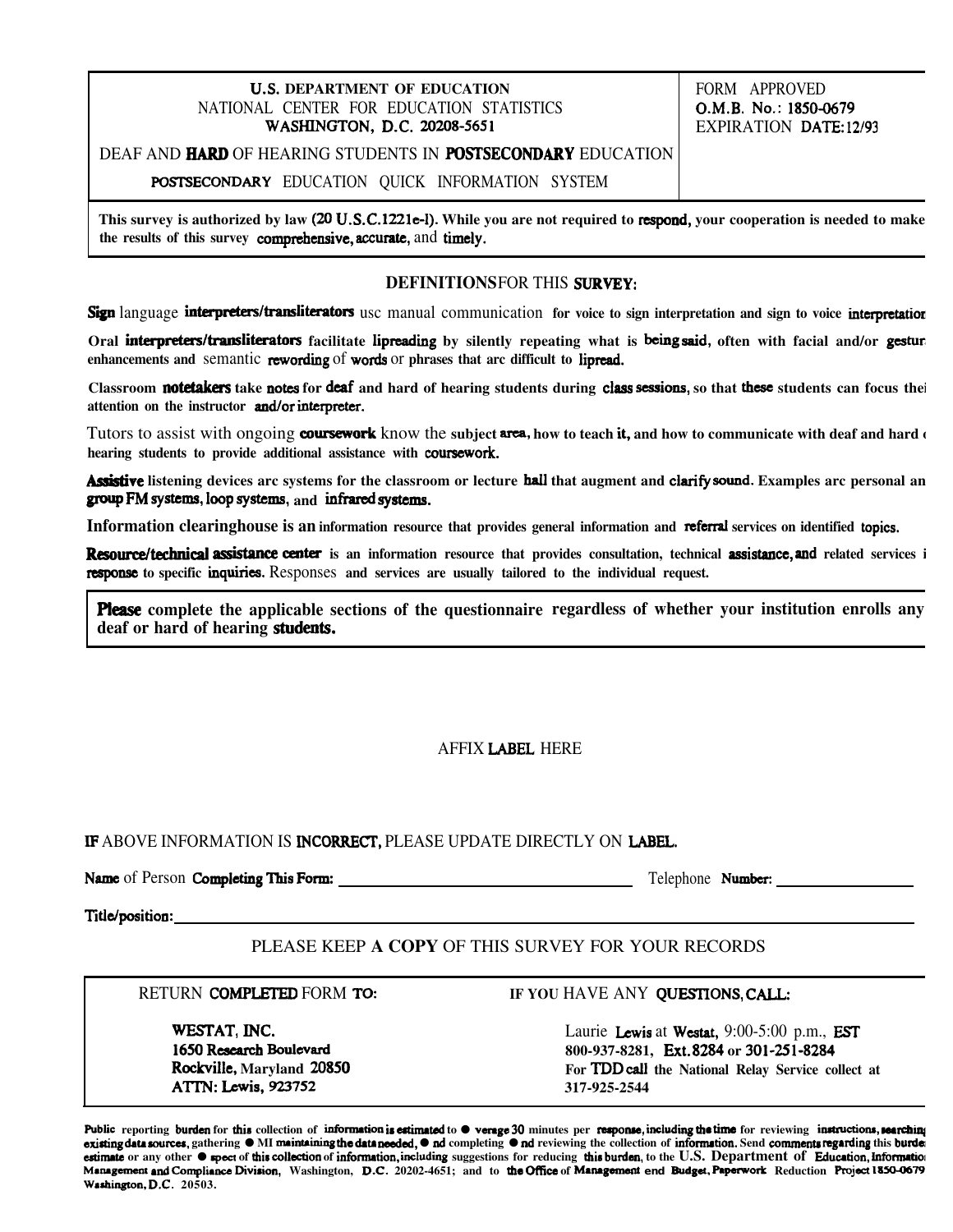**U.S. DEPARTMENT OF EDUCATION**
NATIONAL CENTER FOR EDUCATION STATISTICS
**WASHINGTON, D.C. 20208-5651**

DEAF AND HARD OF HEARING STUDENTS IN POSTSECONDARY EDUCATION

POSTSECONDARY EDUCATION QUICK INFORMATION SYSTEM

FORM APPROVED
O.M.B. No.: 1850-0679
EXPIRATION DATE: 12/93

**This survey is authorized by law (20 U.S.C.1221e-l). While you are not required to respond, your cooperation is needed to make the results of this survey comprehensive, accurate, and timely.**

## DEFINITIONS FOR THIS SURVEY:

**Sign language interpreters/transliterators** usc manual communication for voice to sign interpretation and sign to voice interpretation

**Oral interpreters/transliterators** facilitate lipreading by silently repeating what is being said, often with facial and/or gesture enhancements and semantic rewording of words or phrases that arc difficult to lipread.

**Classroom notetakers** take notes for deaf and hard of hearing students during class sessions, so that these students can focus their attention on the instructor and/or interpreter.

**Tutors to assist with ongoing coursework** know the subject area, how to teach it, and how to communicate with deaf and hard of hearing students to provide additional assistance with coursework.

**Assistive listening devices** arc systems for the classroom or lecture hall that augment and clarify sound. Examples arc personal and group FM systems, loop systems, and infrared systems.

**Information clearinghouse** is an information resource that provides general information and referral services on identified topics.

**Resource/technical assistance center** is an information resource that provides consultation, technical assistance, and related services in response to specific inquiries. Responses and services are usually tailored to the individual request.

**Please complete the applicable sections of the questionnaire regardless of whether your institution enrolls any deaf or hard of hearing students.**

AFFIX LABEL HERE

IF ABOVE INFORMATION IS INCORRECT, PLEASE UPDATE DIRECTLY ON LABEL.

Name of Person Completing This Form: ______________________ Telephone Number: ______________

Title/position: ______________________________________________

PLEASE KEEP **A COPY** OF THIS SURVEY FOR YOUR RECORDS

RETURN COMPLETED FORM TO:

**WESTAT, INC.**
**1650 Research Boulevard**
**Rockville, Maryland 20850**
**ATTN: Lewis, 923752**

IF YOU HAVE ANY QUESTIONS, CALL:

Laurie Lewis at Westat, 9:00-5:00 p.m., EST
800-937-8281, Ext. 8284 or 301-251-8284
For TDD call the National Relay Service collect at
317-925-2544

Public reporting burden for this collection of information is estimated to average 30 minutes per response, including the time for reviewing instructions, searching existing data sources, gathering and maintaining the data needed, and completing and reviewing the collection of information. Send comments regarding this burden estimate or any other aspect of this collection of information, including suggestions for reducing this burden, to the U.S. Department of Education, Information Management and Compliance Division, Washington, D.C. 20202-4651; and to the Office of Management and Budget, Paperwork Reduction Project 1850-0679 Washington, D.C. 20503.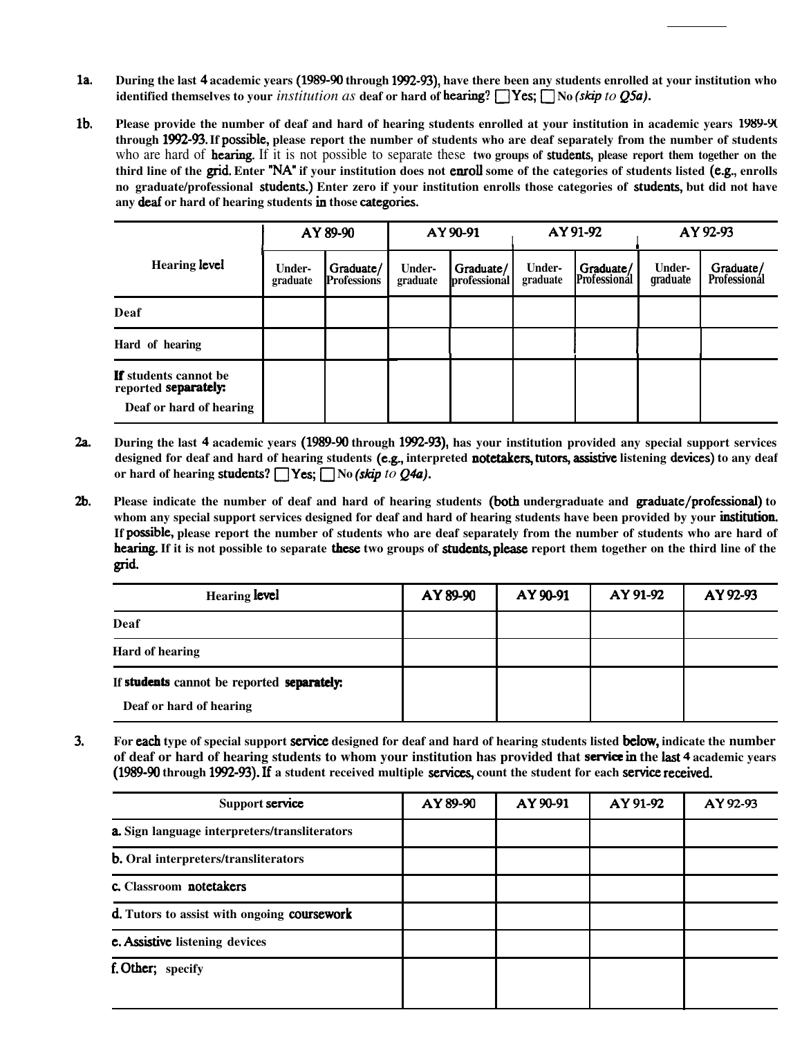**1a.** **During the last 4 academic years (1989-90 through 1992-93), have there been any students enrolled at your institution who identified themselves to your** *institution as* **deaf or hard of hearing?** ☐ Yes; ☐ No *(skip to Q5a).*

**1b.** **Please provide the number of deaf and hard of hearing students enrolled at your institution in academic years 1989-90 through 1992-93. If possible, please report the number of students who are deaf separately from the number of students** who are hard of **hearing.** If it is not possible to separate these **two groups of students, please report them together on the third line of the grid. Enter "NA" if your institution does not enroll some of the categories of students listed (e.g., enrolls no graduate/professional students.) Enter zero if your institution enrolls those categories of students, but did not have any deaf or hard of hearing students in those categories.**

| Hearing level | AY 89-90 | | AY 90-91 | | AY 91-92 | | AY 92-93 | |
|---|---|---|---|---|---|---|---|---|
| | Under-graduate | Graduate/ Professions | Under-graduate | Graduate/ professional | Under-graduate | Graduate/ Professional | Under-graduate | Graduate/ Professional |
| Deaf | | | | | | | | |
| Hard of hearing | | | | | | | | |
| If students cannot be reported separately: Deaf or hard of hearing | | | | | | | | |

**2a.** **During the last 4 academic years (1989-90 through 1992-93), has your institution provided any special support services designed for deaf and hard of hearing students (e.g., interpreted notetakers, tutors, assistive listening devices) to any deaf or hard of hearing students?** ☐ Yes; ☐ No *(skip to Q4a).*

**2b.** **Please indicate the number of deaf and hard of hearing students (both undergraduate and graduate/professional) to whom any special support services designed for deaf and hard of hearing students have been provided by your institution. If possible, please report the number of students who are deaf separately from the number of students who are hard of hearing. If it is not possible to separate these two groups of students, please report them together on the third line of the grid.**

| Hearing level | AY 89-90 | AY 90-91 | AY 91-92 | AY 92-93 |
|---|---|---|---|---|
| Deaf | | | | |
| Hard of hearing | | | | |
| If students cannot be reported separately: Deaf or hard of hearing | | | | |

**3.** **For each type of special support service designed for deaf and hard of hearing students listed below, indicate the number of deaf or hard of hearing students to whom your institution has provided that service in the last 4 academic years (1989-90 through 1992-93). If a student received multiple services, count the student for each service received.**

| Support service | AY 89-90 | AY 90-91 | AY 91-92 | AY 92-93 |
|---|---|---|---|---|
| a. Sign language interpreters/transliterators | | | | |
| b. Oral interpreters/transliterators | | | | |
| c. Classroom notetakers | | | | |
| d. Tutors to assist with ongoing coursework | | | | |
| e. Assistive listening devices | | | | |
| f. Other; specify | | | | |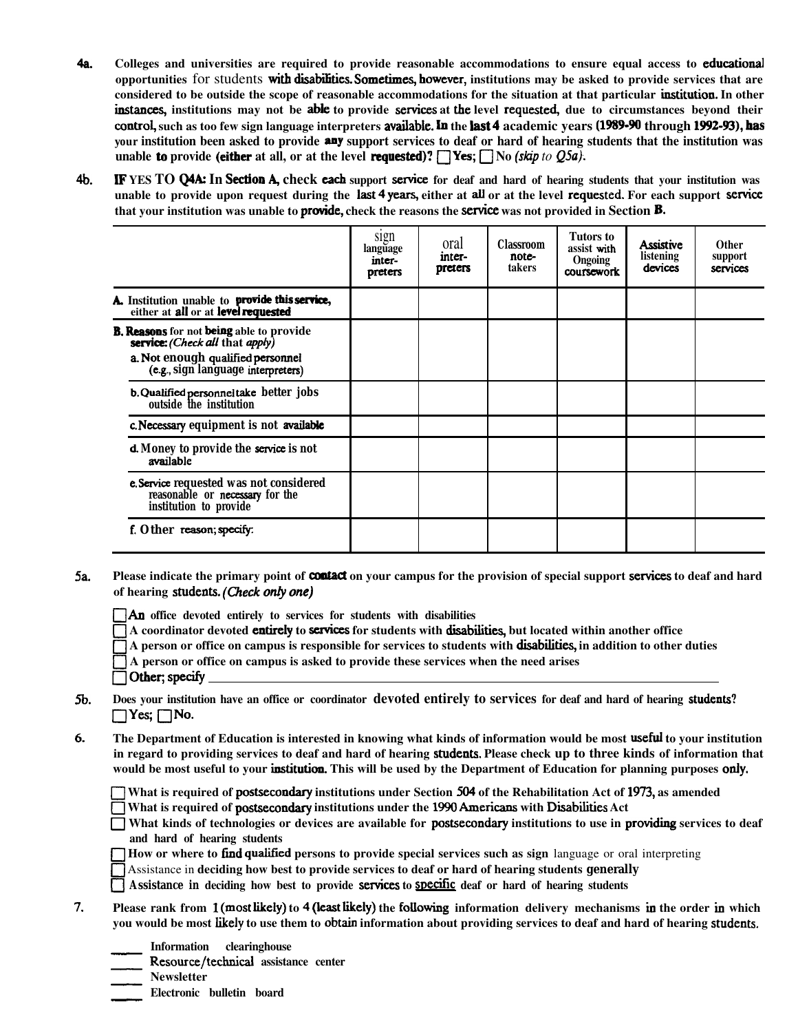4a. **Colleges and universities are required to provide reasonable accommodations to ensure equal access to educational opportunities for students with disabilities. Sometimes, however, institutions may be asked to provide services that are considered to be outside the scope of reasonable accommodations for the situation at that particular institution. In other instances, institutions may not be able to provide services at the level requested, due to circumstances beyond their control, such as too few sign language interpreters available. In the last 4 academic years (1989-90 through 1992-93), has your institution been asked to provide any support services to deaf or hard of hearing students that the institution was unable to provide (either at all, or at the level requested)?** ☐ **Yes;** ☐ **No** *(skip to Q5a)*.

4b. **IF YES TO Q4A: In Section A, check each support service for deaf and hard of hearing students that your institution was unable to provide upon request during the last 4 years, either at all or at the level requested. For each support service that your institution was unable to provide, check the reasons the service was not provided in Section B.**

| | sign language inter-preters | oral inter-preters | Classroom note-takers | Tutors to assist with Ongoing coursework | Assistive listening devices | Other support services |
|---|---|---|---|---|---|---|
| **A. Institution unable to provide this service, either at all or at level requested** | | | | | | |
| **B. Reasons for not being able to provide service:** *(Check all that apply)* a. Not enough qualified personnel (e.g., sign language interpreters) | | | | | | |
| b. Qualified personnel take better jobs outside the institution | | | | | | |
| c. Necessary equipment is not available | | | | | | |
| d. Money to provide the service is not available | | | | | | |
| e. Service requested was not considered reasonable or necessary for the institution to provide | | | | | | |
| f. Other reason; specify: | | | | | | |

5a. **Please indicate the primary point of contact on your campus for the provision of special support services to deaf and hard of hearing students.** *(Check only one)*

☐ **An office devoted entirely to services for students with disabilities**
☐ **A coordinator devoted entirely to services for students with disabilities, but located within another office**
☐ **A person or office on campus is responsible for services to students with disabilities, in addition to other duties**
☐ **A person or office on campus is asked to provide these services when the need arises**
☐ **Other; specify** ____________________

5b. **Does your institution have an office or coordinator devoted entirely to services for deaf and hard of hearing students?**
☐ **Yes;** ☐ **No.**

6. **The Department of Education is interested in knowing what kinds of information would be most useful to your institution in regard to providing services to deaf and hard of hearing students. Please check up to three kinds of information that would be most useful to your institution. This will be used by the Department of Education for planning purposes only.**

☐ **What is required of postsecondary institutions under Section 504 of the Rehabilitation Act of 1973, as amended**
☐ **What is required of postsecondary institutions under the 1990 Americans with Disabilities Act**
☐ **What kinds of technologies or devices are available for postsecondary institutions to use in providing services to deaf and hard of hearing students**
☐ **How or where to find qualified persons to provide special services such as sign** language or oral interpreting
☐ Assistance in **deciding how best to provide services to deaf or hard of hearing students generally**
☐ **Assistance in deciding how best to provide services to specific deaf or hard of hearing students**

7. **Please rank from 1 (most likely) to 4 (least likely) the following information delivery mechanisms in the order in which you would be most likely to use them to obtain information about providing services to deaf and hard of hearing students.**

_____ **Information clearinghouse**
_____ **Resource/technical assistance center**
_____ **Newsletter**
_____ **Electronic bulletin board**